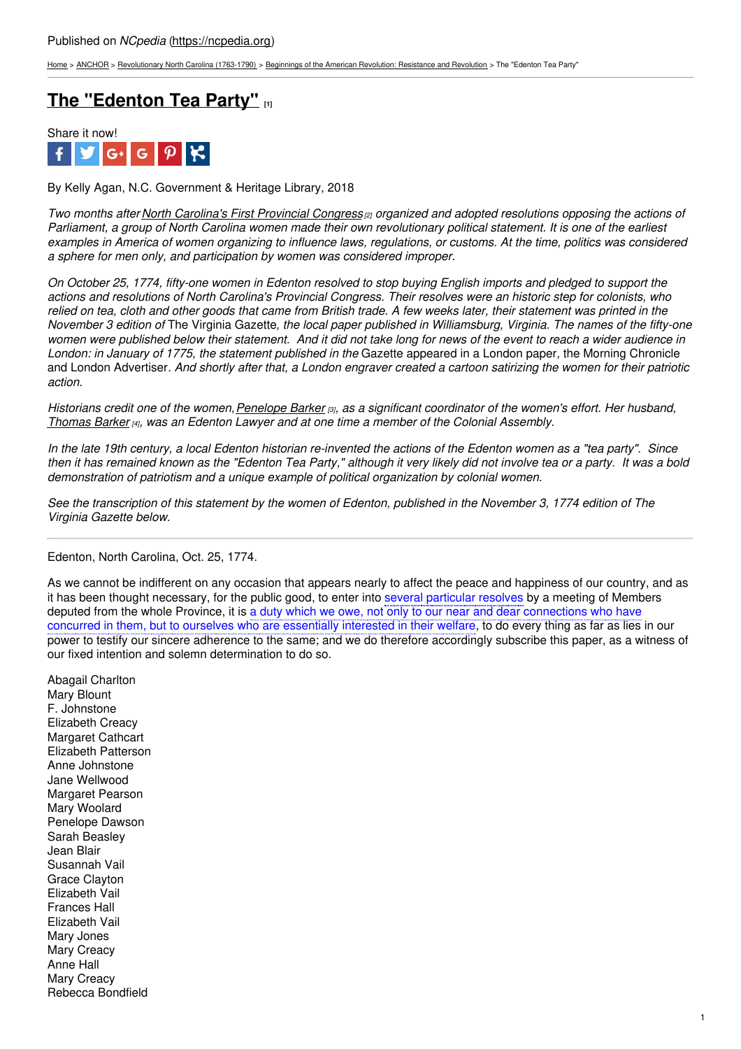Published on *NCpedia* (https://ncpedia.org)

Home > ANCHOR > Revolutionary North Carolina (1763-1790) > Beginnings of the American Revolution: Resistance and Revolution > The "Edenton Tea Party"

# The "Edenton Tea Party" [1]

Share it now!

By Kelly Agan, N.C. Government & Heritage Library, 2018

*Two months after North Carolina's First Provincial Congress [2] organized and adopted resolutions opposing the actions of Parliament, a group of North Carolina women made their own revolutionary political statement. It is one of the earliest examples in America of women organizing to influence laws, regulations, or customs. At the time, politics was considered a sphere for men only, and participation by women was considered improper.*

*On October 25, 1774, fifty-one women in Edenton resolved to stop buying English imports and pledged to support the actions and resolutions of North Carolina's Provincial Congress. Their resolves were an historic step for colonists, who relied on tea, cloth and other goods that came from British trade. A few weeks later, their statement was printed in the November 3 edition of* The Virginia Gazette*, the local paper published in Williamsburg, Virginia. The names of the fifty-one women were published below their statement. And it did not take long for news of the event to reach a wider audience in London: in January of 1775, the statement published in the* Gazette appeared in a London paper, the Morning Chronicle and London Advertiser. *And shortly after that, a London engraver created a cartoon satirizing the women for their patriotic action.*

*Historians credit one of the women, Penelope Barker [3], as a significant coordinator of the women's effort. Her husband, Thomas Barker [4], was an Edenton Lawyer and at one time a member of the Colonial Assembly.*

*In the late 19th century, a local Edenton historian re-invented the actions of the Edenton women as a "tea party". Since then it has remained known as the "Edenton Tea Party," although it very likely did not involve tea or a party. It was a bold demonstration of patriotism and a unique example of political organization by colonial women.*

*See the transcription of this statement by the women of Edenton, published in the November 3, 1774 edition of The Virginia Gazette below.*

---

Edenton, North Carolina, Oct. 25, 1774.

As we cannot be indifferent on any occasion that appears nearly to affect the peace and happiness of our country, and as it has been thought necessary, for the public good, to enter into several particular resolves by a meeting of Members deputed from the whole Province, it is a duty which we owe, not only to our near and dear connections who have concurred in them, but to ourselves who are essentially interested in their welfare, to do every thing as far as lies in our power to testify our sincere adherence to the same; and we do therefore accordingly subscribe this paper, as a witness of our fixed intention and solemn determination to do so.

Abagail Charlton  
Mary Blount  
F. Johnstone  
Elizabeth Creacy  
Margaret Cathcart  
Elizabeth Patterson  
Anne Johnstone  
Jane Wellwood  
Margaret Pearson  
Mary Woolard  
Penelope Dawson  
Sarah Beasley  
Jean Blair  
Susannah Vail  
Grace Clayton  
Elizabeth Vail  
Frances Hall  
Elizabeth Vail  
Mary Jones  
Mary Creacy  
Anne Hall  
Mary Creacy  
Rebecca Bondfield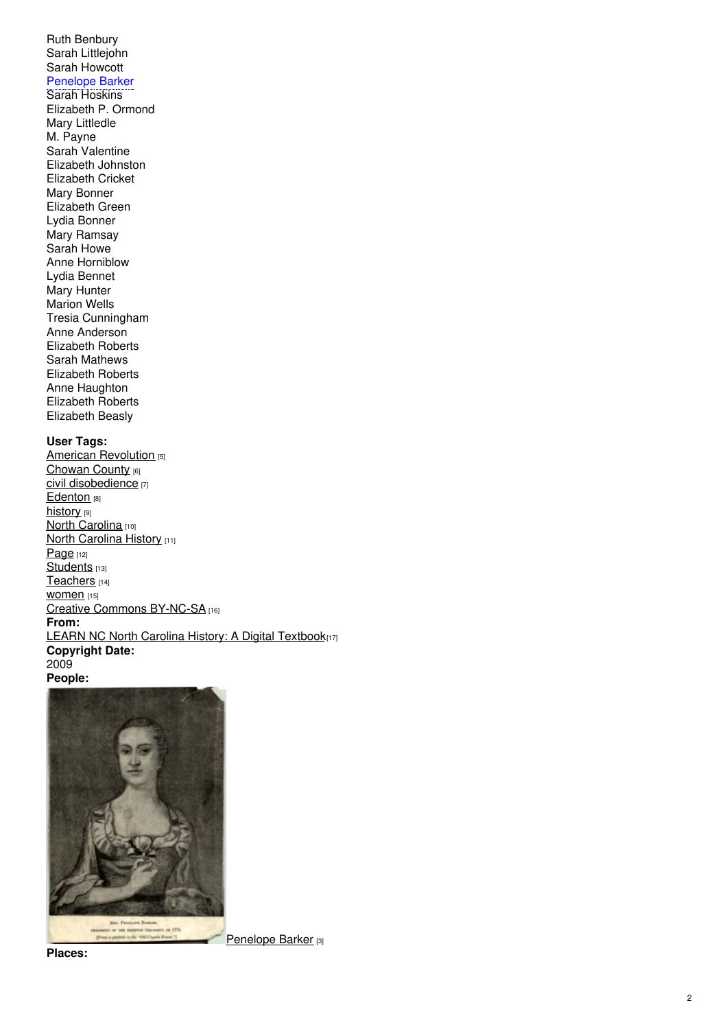Ruth Benbury
Sarah Littlejohn
Sarah Howcott
Penelope Barker
Sarah Hoskins
Elizabeth P. Ormond
Mary Littledle
M. Payne
Sarah Valentine
Elizabeth Johnston
Elizabeth Cricket
Mary Bonner
Elizabeth Green
Lydia Bonner
Mary Ramsay
Sarah Howe
Anne Horniblow
Lydia Bennet
Mary Hunter
Marion Wells
Tresia Cunningham
Anne Anderson
Elizabeth Roberts
Sarah Mathews
Elizabeth Roberts
Anne Haughton
Elizabeth Roberts
Elizabeth Beasly

**User Tags:**
American Revolution [5]
Chowan County [6]
civil disobedience [7]
Edenton [8]
history [9]
North Carolina [10]
North Carolina History [11]
Page [12]
Students [13]
Teachers [14]
women [15]
Creative Commons BY-NC-SA [16]
**From:**
LEARN NC North Carolina History: A Digital Textbook[17]
**Copyright Date:**
2009
**People:**

Penelope Barker [3]

**Places:**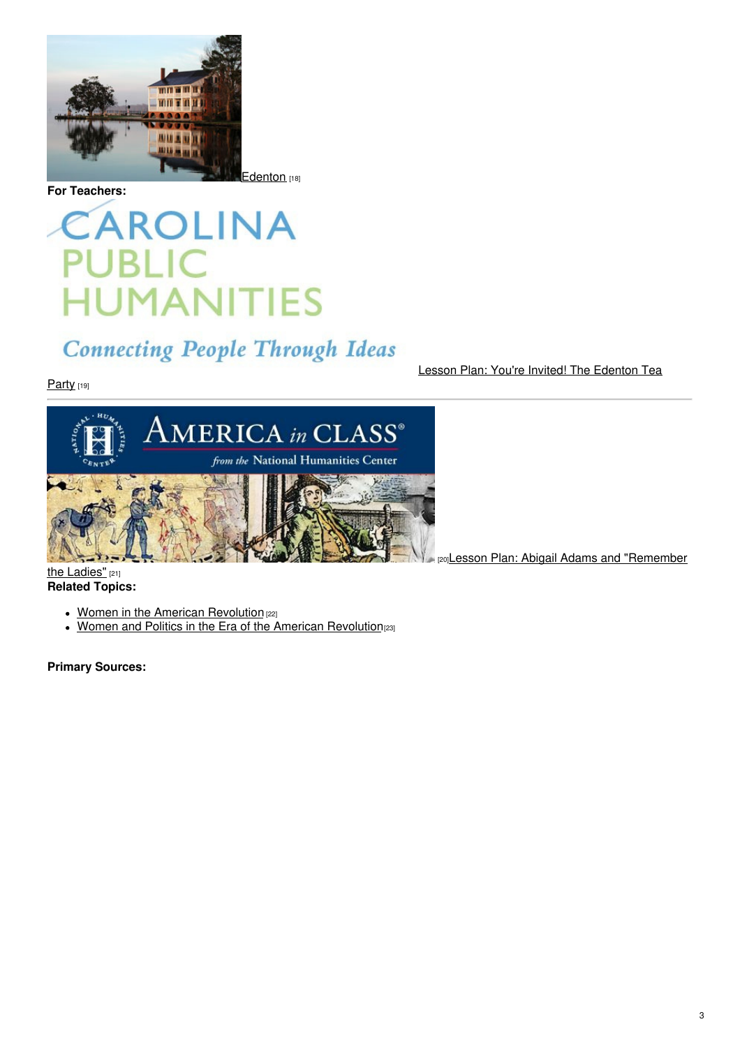Edenton [18]

**For Teachers:**

Lesson Plan: You're Invited! The Edenton Tea Party [19]

[20] Lesson Plan: Abigail Adams and "Remember the Ladies" [21]

**Related Topics:**

- Women in the American Revolution [22]
- Women and Politics in the Era of the American Revolution [23]

**Primary Sources:**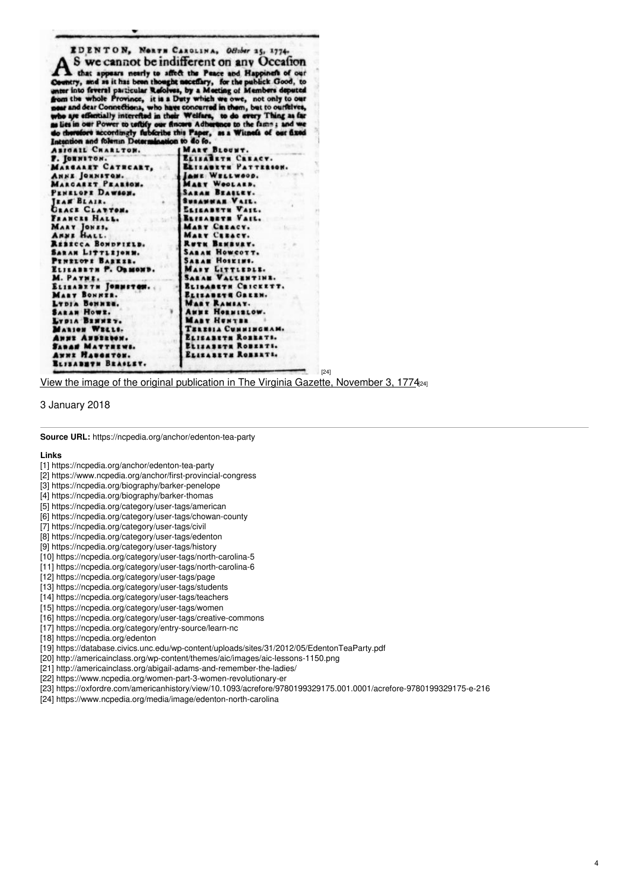EDENTON, NORTH CAROLINA, October 25, 1774.

AS we cannot be indifferent on any Occasion that appears nearly to affect the Peace and Happiness of our Country, and as it has been thought necessary, for the publick Good, to enter into several particular Resolves, by a Meeting of Members deputed from the whole Province, it is a Duty which we owe, not only to our near and dear Connections, who have concurred in them, but to ourselves, who are essentially interested in their Welfare, to do every Thing as far as lies in our Power to testify our sincere Adherence to the same; and we do therefore accordingly subscribe this Paper, as a Witness of our fixed Intention and solemn Determination to do so.

| | |
|---|---|
| ABIGAIL CHARLTON. | MARY BLOUNT. |
| F. JOHNSTON. | ELIZABETH CREACY. |
| MARGARET CATHCART, | ELIZABETH PATTERSON. |
| ANNE JOHNSTON. | JANE WELLWOOD. |
| MARGARET PEARSON. | MARY WOOLARD. |
| PENELOPE DAWSON. | SARAH BEASLEY. |
| JEAN BLAIR. | SUSANNAH VAIL. |
| GRACE CLAYTON. | ELIZABETH VAIL. |
| FRANCES HALL. | ELIZABETH VAIL. |
| MARY JONES. | MARY CREACY. |
| ANNE HALL. | MARY CREACY. |
| REBECCA BONDFIELD. | RUTH BENBURY. |
| SARAH LITTLEJOHN. | SARAH HOWCOTT. |
| PENELOPE BARKER. | SARAH HOSKINS. |
| ELIZABETH P. ORMOND. | MARY LITTLEDLE. |
| M. PAYNE. | SARAH VALLENTINE. |
| ELIZABETH JOHNSTON. | ELIZABETH CRICKETT. |
| MARY BONNER. | ELIZABETH GREEN. |
| LYDIA BONNER. | MARY RAMSAY. |
| SARAH HOWE. | ANNE HORNIBLOW. |
| LYDIA BENNET. | MARY HUNTER. |
| MARION WELLS. | TERESIA CUNNINGHAM. |
| ANNE ANDERSON. | ELIZABETH ROBERTS. |
| SARAH MATTHEWS. | ELIZABETH ROBERTS. |
| ANNE HAUGHTON. | ELIZABETH ROBERTS. |
| ELIZABETH BEASLEY. | |

[24]

View the image of the original publication in The Virginia Gazette, November 3, 1774[24]

3 January 2018

---

**Source URL:** https://ncpedia.org/anchor/edenton-tea-party

**Links**

[1] https://ncpedia.org/anchor/edenton-tea-party
[2] https://www.ncpedia.org/anchor/first-provincial-congress
[3] https://ncpedia.org/biography/barker-penelope
[4] https://ncpedia.org/biography/barker-thomas
[5] https://ncpedia.org/category/user-tags/american
[6] https://ncpedia.org/category/user-tags/chowan-county
[7] https://ncpedia.org/category/user-tags/civil
[8] https://ncpedia.org/category/user-tags/edenton
[9] https://ncpedia.org/category/user-tags/history
[10] https://ncpedia.org/category/user-tags/north-carolina-5
[11] https://ncpedia.org/category/user-tags/north-carolina-6
[12] https://ncpedia.org/category/user-tags/page
[13] https://ncpedia.org/category/user-tags/students
[14] https://ncpedia.org/category/user-tags/teachers
[15] https://ncpedia.org/category/user-tags/women
[16] https://ncpedia.org/category/user-tags/creative-commons
[17] https://ncpedia.org/category/entry-source/learn-nc
[18] https://ncpedia.org/edenton
[19] https://database.civics.unc.edu/wp-content/uploads/sites/31/2012/05/EdentonTeaParty.pdf
[20] http://americainclass.org/wp-content/themes/aic/images/aic-lessons-1150.png
[21] http://americainclass.org/abigail-adams-and-remember-the-ladies/
[22] https://www.ncpedia.org/women-part-3-women-revolutionary-er
[23] https://oxfordre.com/americanhistory/view/10.1093/acrefore/9780199329175.001.0001/acrefore-9780199329175-e-216
[24] https://www.ncpedia.org/media/image/edenton-north-carolina